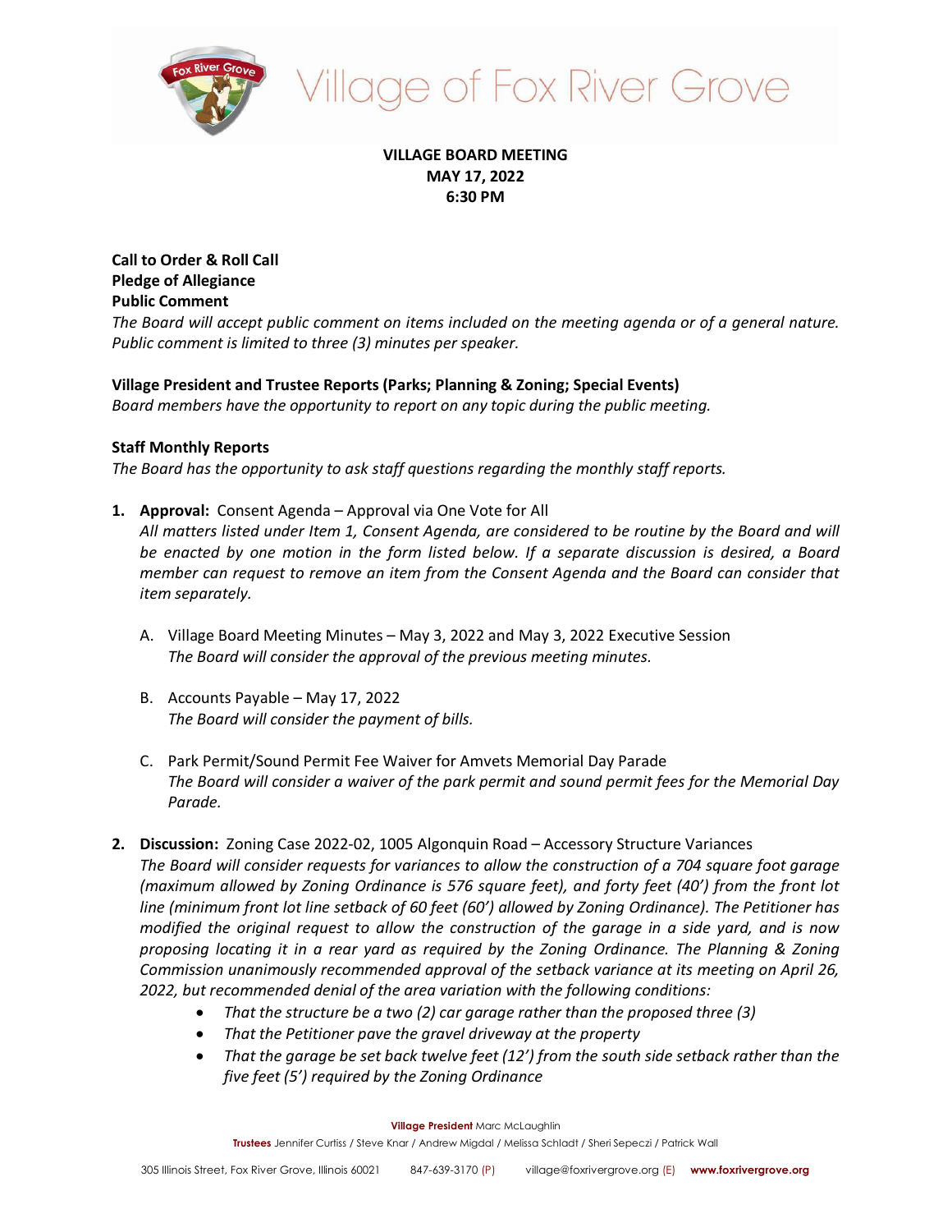# Village of Fox River Grove

## VILLAGE BOARD MEETING
## MAY 17, 2022
## 6:30 PM

**Call to Order & Roll Call**
**Pledge of Allegiance**
**Public Comment**
*The Board will accept public comment on items included on the meeting agenda or of a general nature. Public comment is limited to three (3) minutes per speaker.*

**Village President and Trustee Reports (Parks; Planning & Zoning; Special Events)**
*Board members have the opportunity to report on any topic during the public meeting.*

**Staff Monthly Reports**
*The Board has the opportunity to ask staff questions regarding the monthly staff reports.*

1. **Approval:** Consent Agenda – Approval via One Vote for All
   *All matters listed under Item 1, Consent Agenda, are considered to be routine by the Board and will be enacted by one motion in the form listed below. If a separate discussion is desired, a Board member can request to remove an item from the Consent Agenda and the Board can consider that item separately.*

   A. Village Board Meeting Minutes – May 3, 2022 and May 3, 2022 Executive Session
   *The Board will consider the approval of the previous meeting minutes.*

   B. Accounts Payable – May 17, 2022
   *The Board will consider the payment of bills.*

   C. Park Permit/Sound Permit Fee Waiver for Amvets Memorial Day Parade
   *The Board will consider a waiver of the park permit and sound permit fees for the Memorial Day Parade.*

2. **Discussion:** Zoning Case 2022-02, 1005 Algonquin Road – Accessory Structure Variances
   *The Board will consider requests for variances to allow the construction of a 704 square foot garage (maximum allowed by Zoning Ordinance is 576 square feet), and forty feet (40') from the front lot line (minimum front lot line setback of 60 feet (60') allowed by Zoning Ordinance). The Petitioner has modified the original request to allow the construction of the garage in a side yard, and is now proposing locating it in a rear yard as required by the Zoning Ordinance. The Planning & Zoning Commission unanimously recommended approval of the setback variance at its meeting on April 26, 2022, but recommended denial of the area variation with the following conditions:*
   - *That the structure be a two (2) car garage rather than the proposed three (3)*
   - *That the Petitioner pave the gravel driveway at the property*
   - *That the garage be set back twelve feet (12') from the south side setback rather than the five feet (5') required by the Zoning Ordinance*

**Village President** Marc McLaughlin
**Trustees** Jennifer Curtiss / Steve Knar / Andrew Migdal / Melissa Schladt / Sheri Sepeczi / Patrick Wall

305 Illinois Street, Fox River Grove, Illinois 60021   847-639-3170 (P)   village@foxrivergrove.org (E)   **www.foxrivergrove.org**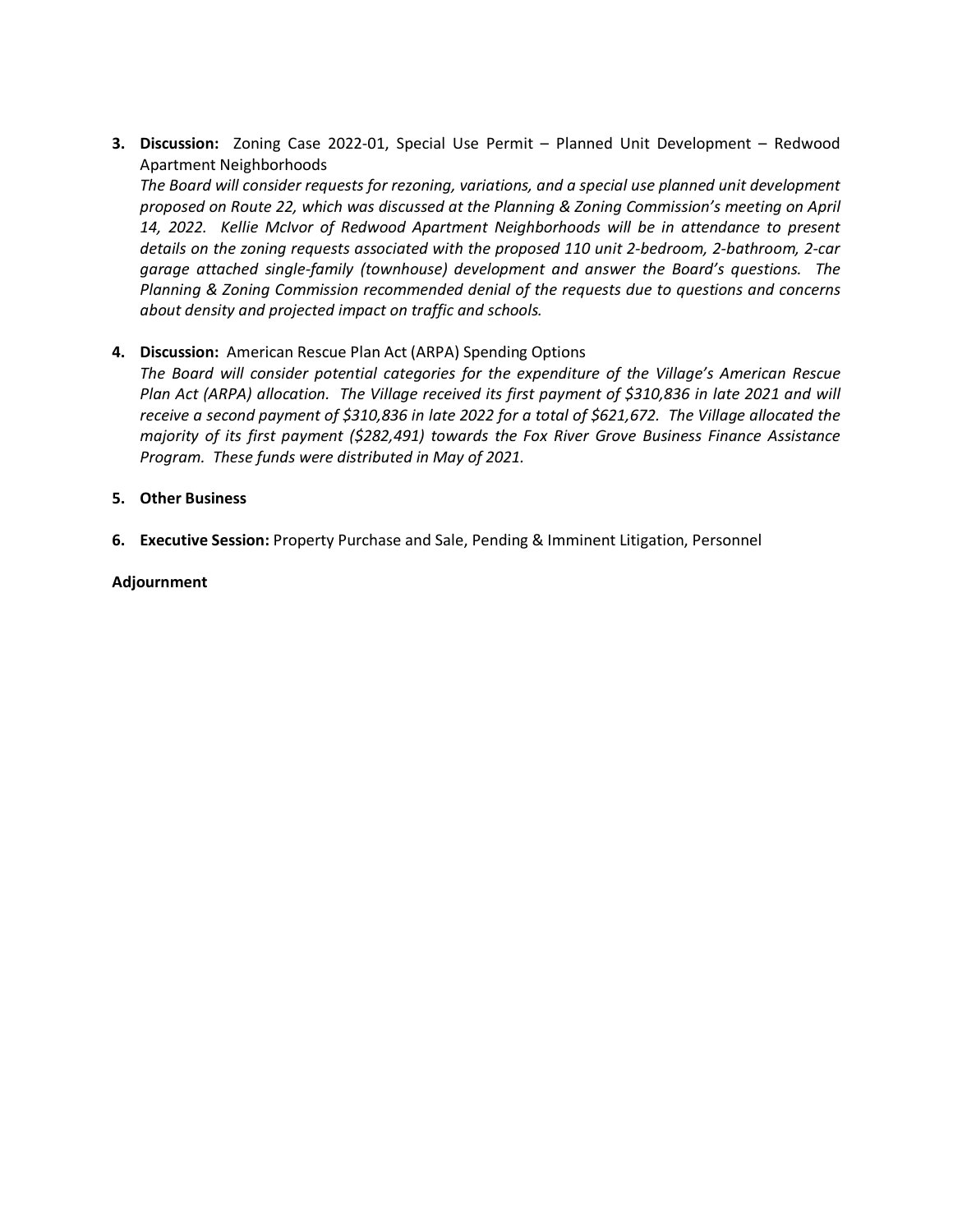3. **Discussion:** Zoning Case 2022-01, Special Use Permit – Planned Unit Development – Redwood Apartment Neighborhoods
   *The Board will consider requests for rezoning, variations, and a special use planned unit development proposed on Route 22, which was discussed at the Planning & Zoning Commission's meeting on April 14, 2022. Kellie McIvor of Redwood Apartment Neighborhoods will be in attendance to present details on the zoning requests associated with the proposed 110 unit 2-bedroom, 2-bathroom, 2-car garage attached single-family (townhouse) development and answer the Board's questions. The Planning & Zoning Commission recommended denial of the requests due to questions and concerns about density and projected impact on traffic and schools.*

4. **Discussion:** American Rescue Plan Act (ARPA) Spending Options
   *The Board will consider potential categories for the expenditure of the Village's American Rescue Plan Act (ARPA) allocation. The Village received its first payment of $310,836 in late 2021 and will receive a second payment of $310,836 in late 2022 for a total of $621,672. The Village allocated the majority of its first payment ($282,491) towards the Fox River Grove Business Finance Assistance Program. These funds were distributed in May of 2021.*

5. **Other Business**

6. **Executive Session:** Property Purchase and Sale, Pending & Imminent Litigation, Personnel

**Adjournment**